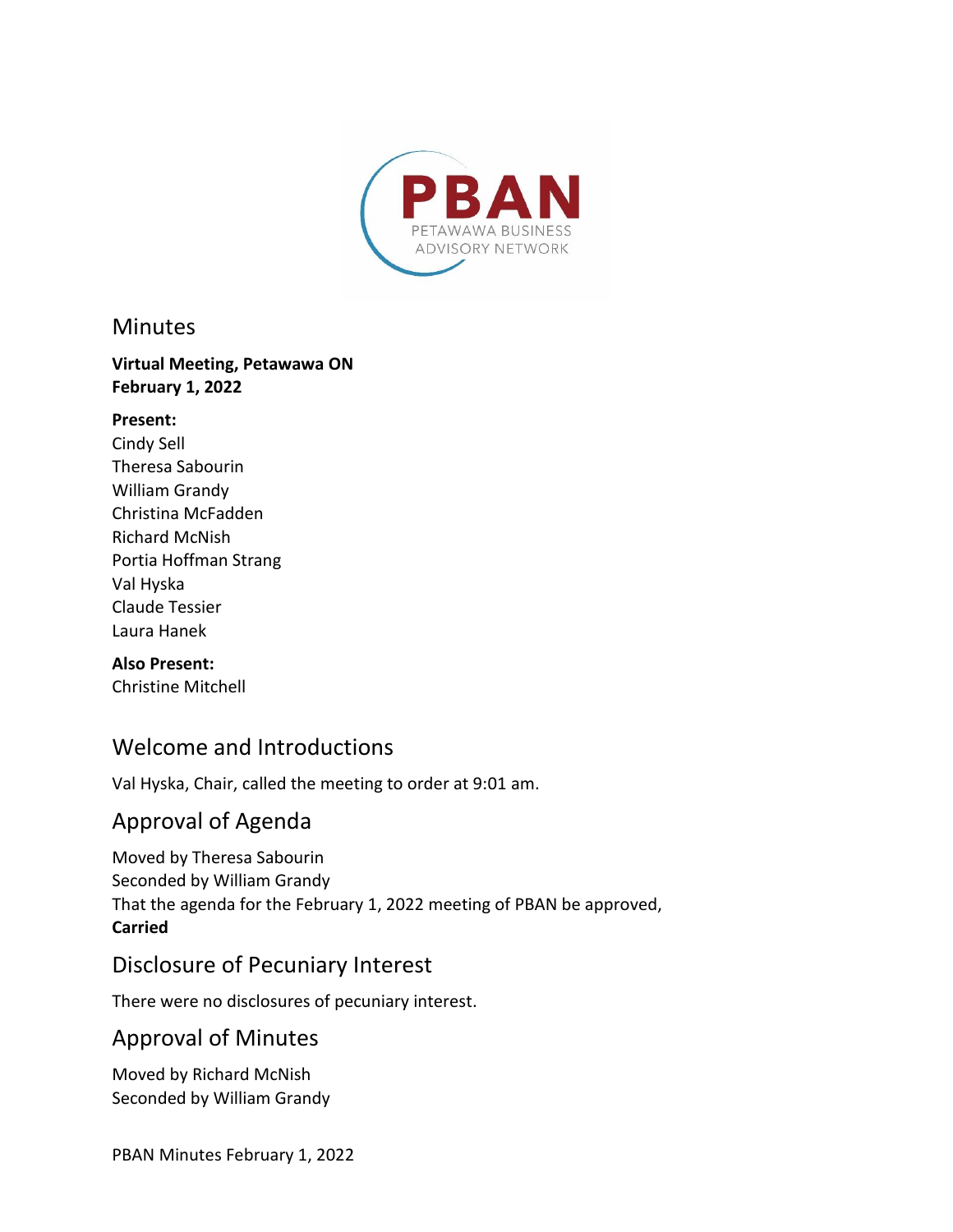PBAN

PETAWAWA BUSINESS ADVISORY NETWORK

# Minutes

**Virtual Meeting, Petawawa ON**
**February 1, 2022**

**Present:**
Cindy Sell
Theresa Sabourin
William Grandy
Christina McFadden
Richard McNish
Portia Hoffman Strang
Val Hyska
Claude Tessier
Laura Hanek

**Also Present:**
Christine Mitchell

## Welcome and Introductions

Val Hyska, Chair, called the meeting to order at 9:01 am.

## Approval of Agenda

Moved by Theresa Sabourin
Seconded by William Grandy
That the agenda for the February 1, 2022 meeting of PBAN be approved,
**Carried**

## Disclosure of Pecuniary Interest

There were no disclosures of pecuniary interest.

## Approval of Minutes

Moved by Richard McNish
Seconded by William Grandy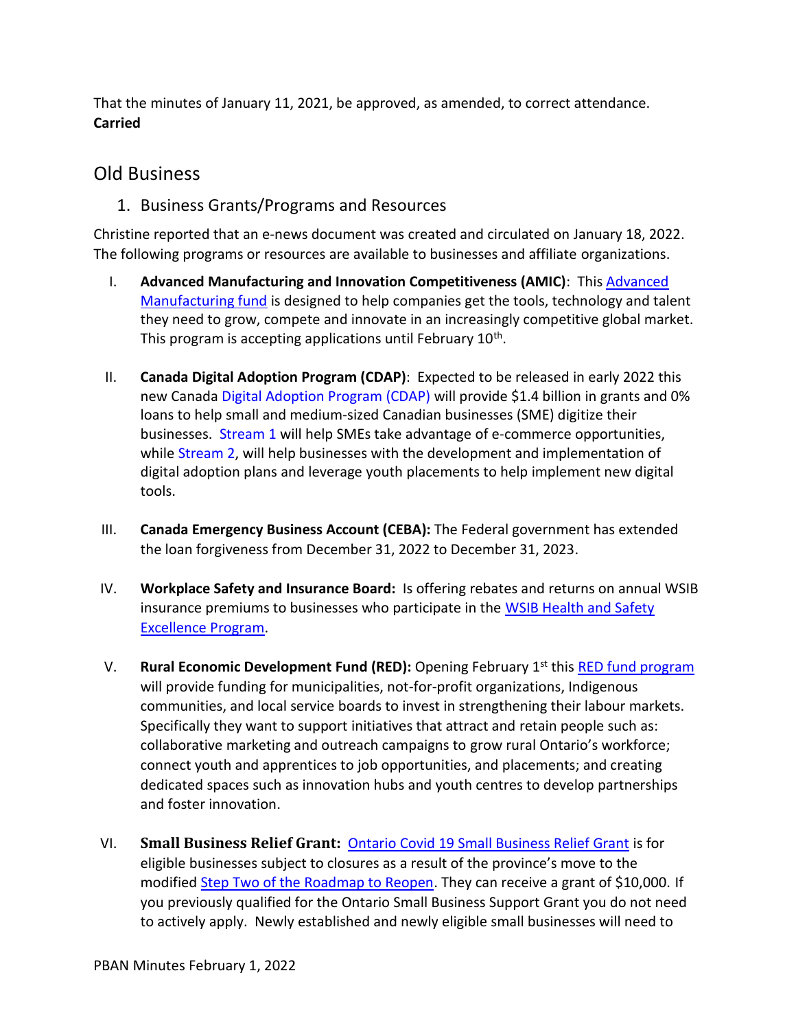That the minutes of January 11, 2021, be approved, as amended, to correct attendance.
**Carried**

## Old Business

### 1. Business Grants/Programs and Resources

Christine reported that an e-news document was created and circulated on January 18, 2022. The following programs or resources are available to businesses and affiliate organizations.

I. **Advanced Manufacturing and Innovation Competitiveness (AMIC)**: This Advanced Manufacturing fund is designed to help companies get the tools, technology and talent they need to grow, compete and innovate in an increasingly competitive global market. This program is accepting applications until February 10th.

II. **Canada Digital Adoption Program (CDAP)**: Expected to be released in early 2022 this new Canada Digital Adoption Program (CDAP) will provide $1.4 billion in grants and 0% loans to help small and medium-sized Canadian businesses (SME) digitize their businesses. Stream 1 will help SMEs take advantage of e-commerce opportunities, while Stream 2, will help businesses with the development and implementation of digital adoption plans and leverage youth placements to help implement new digital tools.

III. **Canada Emergency Business Account (CEBA):** The Federal government has extended the loan forgiveness from December 31, 2022 to December 31, 2023.

IV. **Workplace Safety and Insurance Board:** Is offering rebates and returns on annual WSIB insurance premiums to businesses who participate in the WSIB Health and Safety Excellence Program.

V. **Rural Economic Development Fund (RED):** Opening February 1st this RED fund program will provide funding for municipalities, not-for-profit organizations, Indigenous communities, and local service boards to invest in strengthening their labour markets. Specifically they want to support initiatives that attract and retain people such as: collaborative marketing and outreach campaigns to grow rural Ontario's workforce; connect youth and apprentices to job opportunities, and placements; and creating dedicated spaces such as innovation hubs and youth centres to develop partnerships and foster innovation.

VI. **Small Business Relief Grant:** Ontario Covid 19 Small Business Relief Grant is for eligible businesses subject to closures as a result of the province's move to the modified Step Two of the Roadmap to Reopen. They can receive a grant of $10,000. If you previously qualified for the Ontario Small Business Support Grant you do not need to actively apply. Newly established and newly eligible small businesses will need to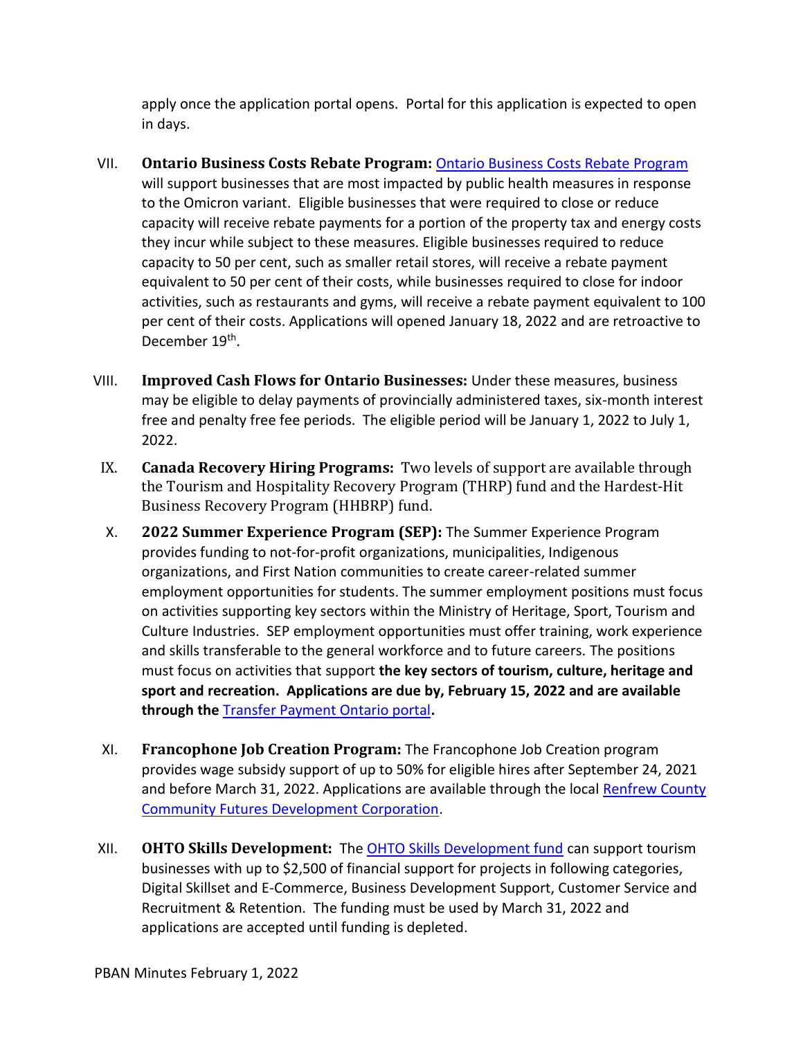apply once the application portal opens. Portal for this application is expected to open in days.

VII. **Ontario Business Costs Rebate Program:** [Ontario Business Costs Rebate Program](#) will support businesses that are most impacted by public health measures in response to the Omicron variant. Eligible businesses that were required to close or reduce capacity will receive rebate payments for a portion of the property tax and energy costs they incur while subject to these measures. Eligible businesses required to reduce capacity to 50 per cent, such as smaller retail stores, will receive a rebate payment equivalent to 50 per cent of their costs, while businesses required to close for indoor activities, such as restaurants and gyms, will receive a rebate payment equivalent to 100 per cent of their costs. Applications will opened January 18, 2022 and are retroactive to December 19th.

VIII. **Improved Cash Flows for Ontario Businesses:** Under these measures, business may be eligible to delay payments of provincially administered taxes, six-month interest free and penalty free fee periods. The eligible period will be January 1, 2022 to July 1, 2022.

IX. **Canada Recovery Hiring Programs:** Two levels of support are available through the Tourism and Hospitality Recovery Program (THRP) fund and the Hardest-Hit Business Recovery Program (HHBRP) fund.

X. **2022 Summer Experience Program (SEP):** The Summer Experience Program provides funding to not-for-profit organizations, municipalities, Indigenous organizations, and First Nation communities to create career-related summer employment opportunities for students. The summer employment positions must focus on activities supporting key sectors within the Ministry of Heritage, Sport, Tourism and Culture Industries. SEP employment opportunities must offer training, work experience and skills transferable to the general workforce and to future careers. The positions must focus on activities that support **the key sectors of tourism, culture, heritage and sport and recreation. Applications are due by, February 15, 2022 and are available through the** [Transfer Payment Ontario portal](#)**.**

XI. **Francophone Job Creation Program:** The Francophone Job Creation program provides wage subsidy support of up to 50% for eligible hires after September 24, 2021 and before March 31, 2022. Applications are available through the local [Renfrew County Community Futures Development Corporation](#).

XII. **OHTO Skills Development:** The [OHTO Skills Development fund](#) can support tourism businesses with up to $2,500 of financial support for projects in following categories, Digital Skillset and E-Commerce, Business Development Support, Customer Service and Recruitment & Retention. The funding must be used by March 31, 2022 and applications are accepted until funding is depleted.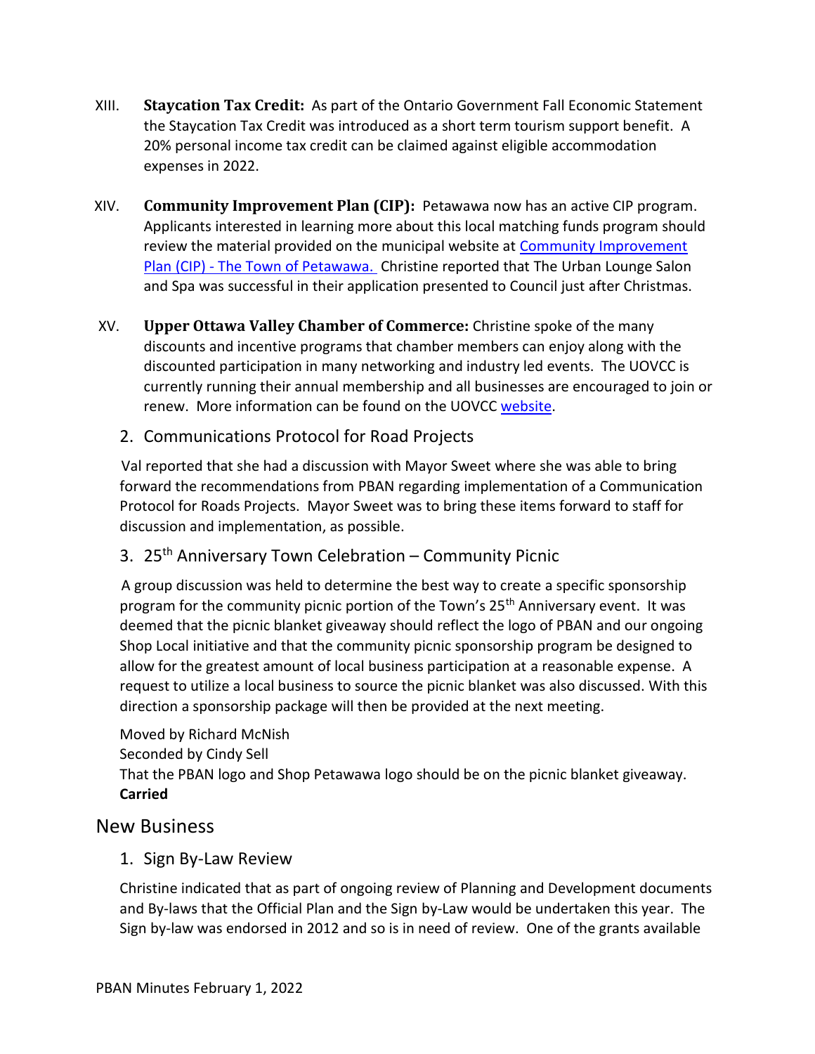XIII. **Staycation Tax Credit:** As part of the Ontario Government Fall Economic Statement the Staycation Tax Credit was introduced as a short term tourism support benefit. A 20% personal income tax credit can be claimed against eligible accommodation expenses in 2022.

XIV. **Community Improvement Plan (CIP):** Petawawa now has an active CIP program. Applicants interested in learning more about this local matching funds program should review the material provided on the municipal website at [Community Improvement Plan (CIP) - The Town of Petawawa.] Christine reported that The Urban Lounge Salon and Spa was successful in their application presented to Council just after Christmas.

XV. **Upper Ottawa Valley Chamber of Commerce:** Christine spoke of the many discounts and incentive programs that chamber members can enjoy along with the discounted participation in many networking and industry led events. The UOVCC is currently running their annual membership and all businesses are encouraged to join or renew. More information can be found on the UOVCC [website].

### 2. Communications Protocol for Road Projects

Val reported that she had a discussion with Mayor Sweet where she was able to bring forward the recommendations from PBAN regarding implementation of a Communication Protocol for Roads Projects. Mayor Sweet was to bring these items forward to staff for discussion and implementation, as possible.

### 3. 25th Anniversary Town Celebration – Community Picnic

A group discussion was held to determine the best way to create a specific sponsorship program for the community picnic portion of the Town's 25th Anniversary event. It was deemed that the picnic blanket giveaway should reflect the logo of PBAN and our ongoing Shop Local initiative and that the community picnic sponsorship program be designed to allow for the greatest amount of local business participation at a reasonable expense. A request to utilize a local business to source the picnic blanket was also discussed. With this direction a sponsorship package will then be provided at the next meeting.

Moved by Richard McNish
Seconded by Cindy Sell
That the PBAN logo and Shop Petawawa logo should be on the picnic blanket giveaway.
**Carried**

## New Business

### 1. Sign By-Law Review

Christine indicated that as part of ongoing review of Planning and Development documents and By-laws that the Official Plan and the Sign by-Law would be undertaken this year. The Sign by-law was endorsed in 2012 and so is in need of review. One of the grants available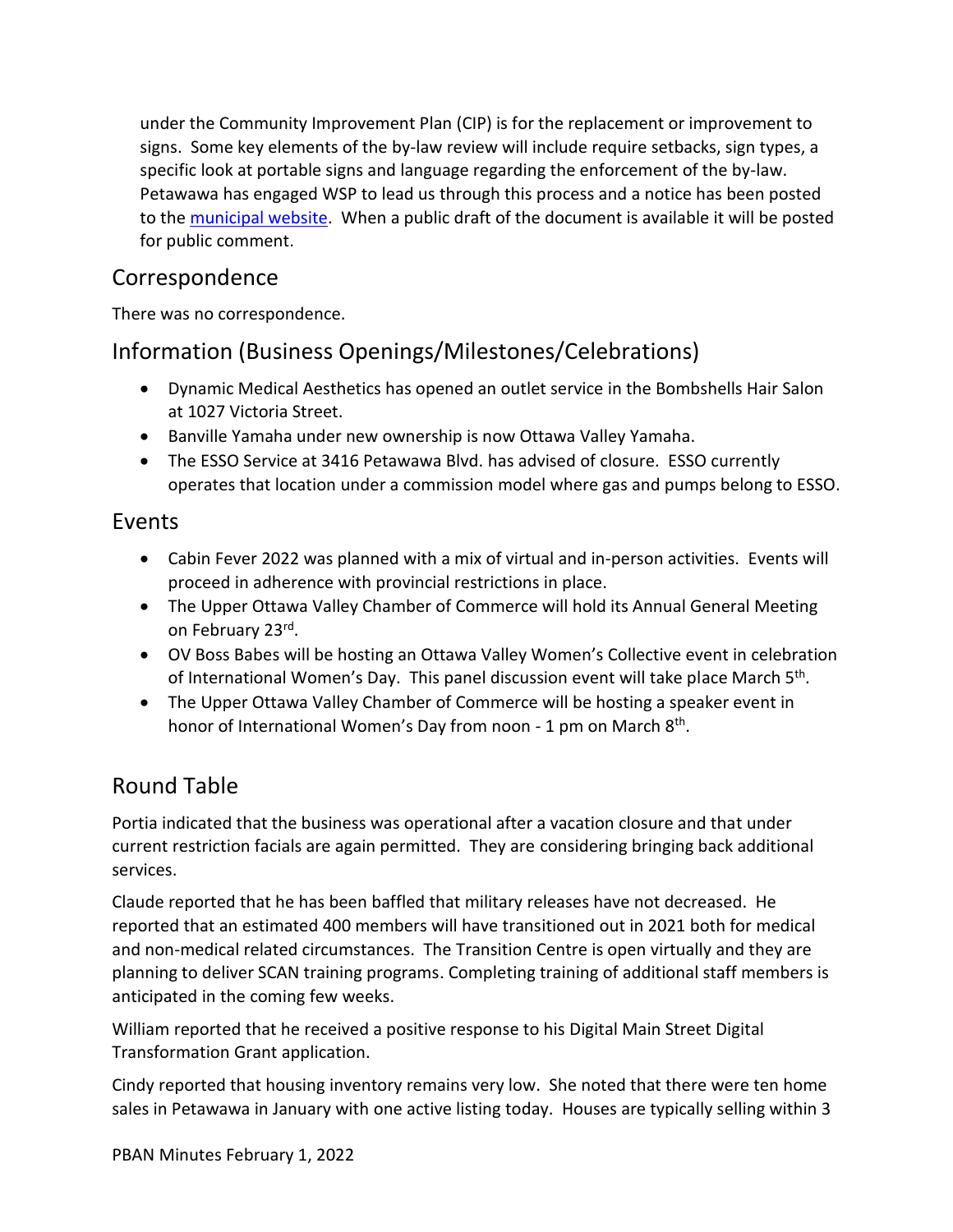under the Community Improvement Plan (CIP) is for the replacement or improvement to signs. Some key elements of the by-law review will include require setbacks, sign types, a specific look at portable signs and language regarding the enforcement of the by-law. Petawawa has engaged WSP to lead us through this process and a notice has been posted to the [municipal website](). When a public draft of the document is available it will be posted for public comment.

## Correspondence

There was no correspondence.

## Information (Business Openings/Milestones/Celebrations)

- Dynamic Medical Aesthetics has opened an outlet service in the Bombshells Hair Salon at 1027 Victoria Street.
- Banville Yamaha under new ownership is now Ottawa Valley Yamaha.
- The ESSO Service at 3416 Petawawa Blvd. has advised of closure. ESSO currently operates that location under a commission model where gas and pumps belong to ESSO.

## Events

- Cabin Fever 2022 was planned with a mix of virtual and in-person activities. Events will proceed in adherence with provincial restrictions in place.
- The Upper Ottawa Valley Chamber of Commerce will hold its Annual General Meeting on February 23rd.
- OV Boss Babes will be hosting an Ottawa Valley Women's Collective event in celebration of International Women's Day. This panel discussion event will take place March 5th.
- The Upper Ottawa Valley Chamber of Commerce will be hosting a speaker event in honor of International Women's Day from noon - 1 pm on March 8th.

## Round Table

Portia indicated that the business was operational after a vacation closure and that under current restriction facials are again permitted. They are considering bringing back additional services.

Claude reported that he has been baffled that military releases have not decreased. He reported that an estimated 400 members will have transitioned out in 2021 both for medical and non-medical related circumstances. The Transition Centre is open virtually and they are planning to deliver SCAN training programs. Completing training of additional staff members is anticipated in the coming few weeks.

William reported that he received a positive response to his Digital Main Street Digital Transformation Grant application.

Cindy reported that housing inventory remains very low. She noted that there were ten home sales in Petawawa in January with one active listing today. Houses are typically selling within 3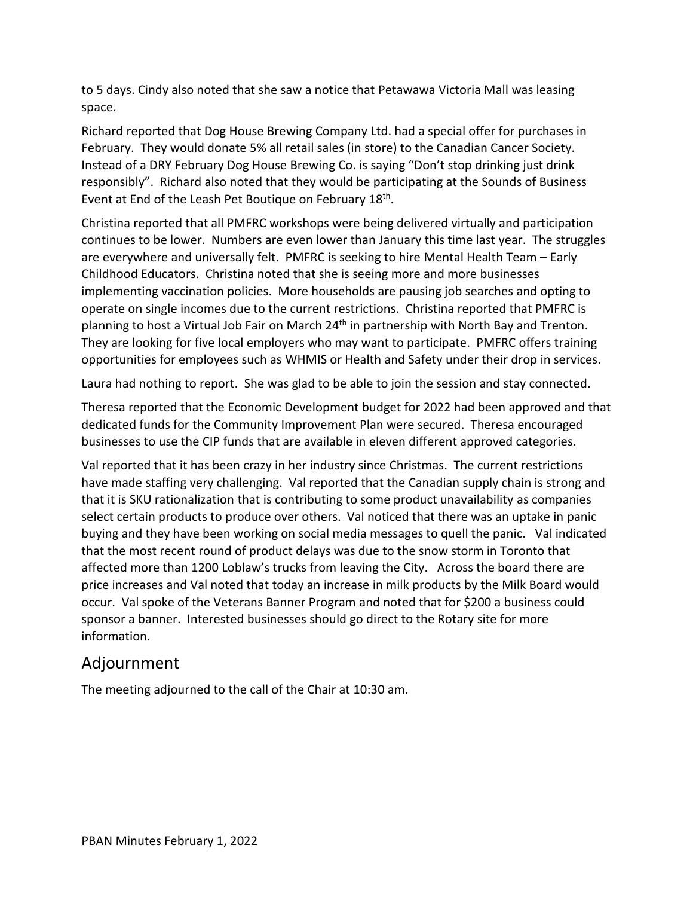to 5 days. Cindy also noted that she saw a notice that Petawawa Victoria Mall was leasing space.

Richard reported that Dog House Brewing Company Ltd. had a special offer for purchases in February. They would donate 5% all retail sales (in store) to the Canadian Cancer Society. Instead of a DRY February Dog House Brewing Co. is saying "Don't stop drinking just drink responsibly". Richard also noted that they would be participating at the Sounds of Business Event at End of the Leash Pet Boutique on February 18th.

Christina reported that all PMFRC workshops were being delivered virtually and participation continues to be lower. Numbers are even lower than January this time last year. The struggles are everywhere and universally felt. PMFRC is seeking to hire Mental Health Team – Early Childhood Educators. Christina noted that she is seeing more and more businesses implementing vaccination policies. More households are pausing job searches and opting to operate on single incomes due to the current restrictions. Christina reported that PMFRC is planning to host a Virtual Job Fair on March 24th in partnership with North Bay and Trenton. They are looking for five local employers who may want to participate. PMFRC offers training opportunities for employees such as WHMIS or Health and Safety under their drop in services.

Laura had nothing to report. She was glad to be able to join the session and stay connected.

Theresa reported that the Economic Development budget for 2022 had been approved and that dedicated funds for the Community Improvement Plan were secured. Theresa encouraged businesses to use the CIP funds that are available in eleven different approved categories.

Val reported that it has been crazy in her industry since Christmas. The current restrictions have made staffing very challenging. Val reported that the Canadian supply chain is strong and that it is SKU rationalization that is contributing to some product unavailability as companies select certain products to produce over others. Val noticed that there was an uptake in panic buying and they have been working on social media messages to quell the panic. Val indicated that the most recent round of product delays was due to the snow storm in Toronto that affected more than 1200 Loblaw's trucks from leaving the City. Across the board there are price increases and Val noted that today an increase in milk products by the Milk Board would occur. Val spoke of the Veterans Banner Program and noted that for $200 a business could sponsor a banner. Interested businesses should go direct to the Rotary site for more information.

## Adjournment

The meeting adjourned to the call of the Chair at 10:30 am.